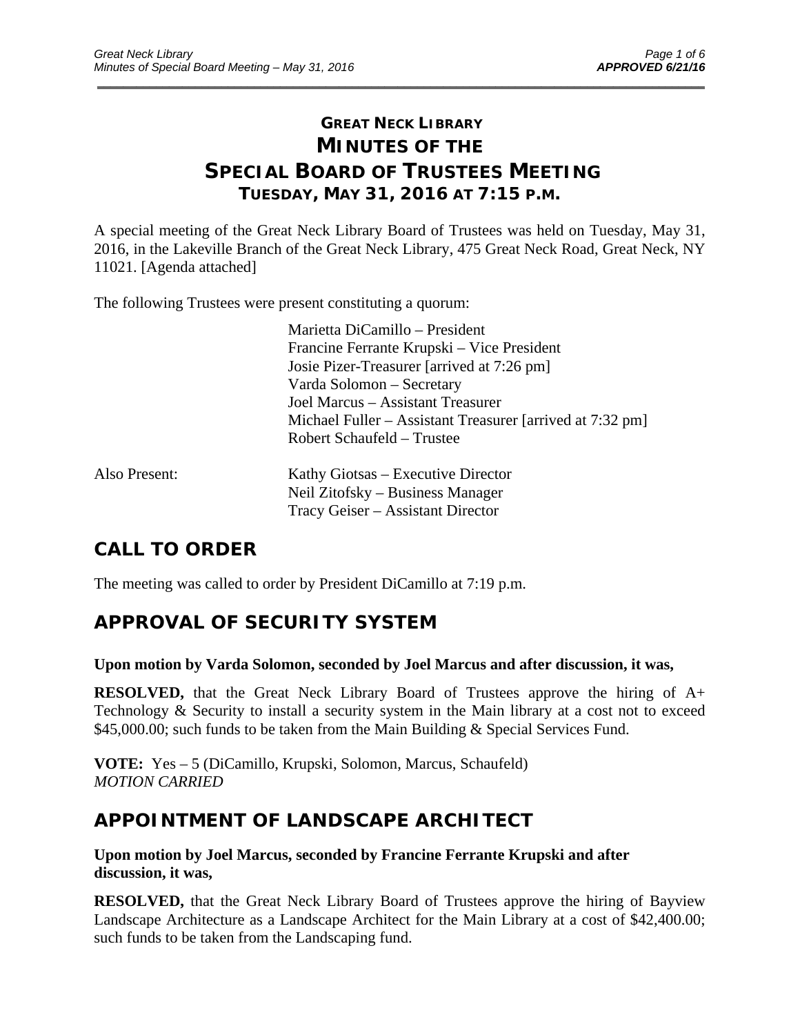# GREAT NECK LIBRARY
# MINUTES OF THE
# SPECIAL BOARD OF TRUSTEES MEETING
## TUESDAY, MAY 31, 2016 AT 7:15 P.M.

A special meeting of the Great Neck Library Board of Trustees was held on Tuesday, May 31, 2016, in the Lakeville Branch of the Great Neck Library, 475 Great Neck Road, Great Neck, NY 11021. [Agenda attached]

The following Trustees were present constituting a quorum:

Marietta DiCamillo – President
Francine Ferrante Krupski – Vice President
Josie Pizer-Treasurer [arrived at 7:26 pm]
Varda Solomon – Secretary
Joel Marcus – Assistant Treasurer
Michael Fuller – Assistant Treasurer [arrived at 7:32 pm]
Robert Schaufeld – Trustee

Also Present:
Kathy Giotsas – Executive Director
Neil Zitofsky – Business Manager
Tracy Geiser – Assistant Director

## CALL TO ORDER

The meeting was called to order by President DiCamillo at 7:19 p.m.

## APPROVAL OF SECURITY SYSTEM

**Upon motion by Varda Solomon, seconded by Joel Marcus and after discussion, it was,**

**RESOLVED,** that the Great Neck Library Board of Trustees approve the hiring of A+ Technology & Security to install a security system in the Main library at a cost not to exceed $45,000.00; such funds to be taken from the Main Building & Special Services Fund.

**VOTE:** Yes – 5 (DiCamillo, Krupski, Solomon, Marcus, Schaufeld)
*MOTION CARRIED*

## APPOINTMENT OF LANDSCAPE ARCHITECT

**Upon motion by Joel Marcus, seconded by Francine Ferrante Krupski and after discussion, it was,**

**RESOLVED,** that the Great Neck Library Board of Trustees approve the hiring of Bayview Landscape Architecture as a Landscape Architect for the Main Library at a cost of $42,400.00; such funds to be taken from the Landscaping fund.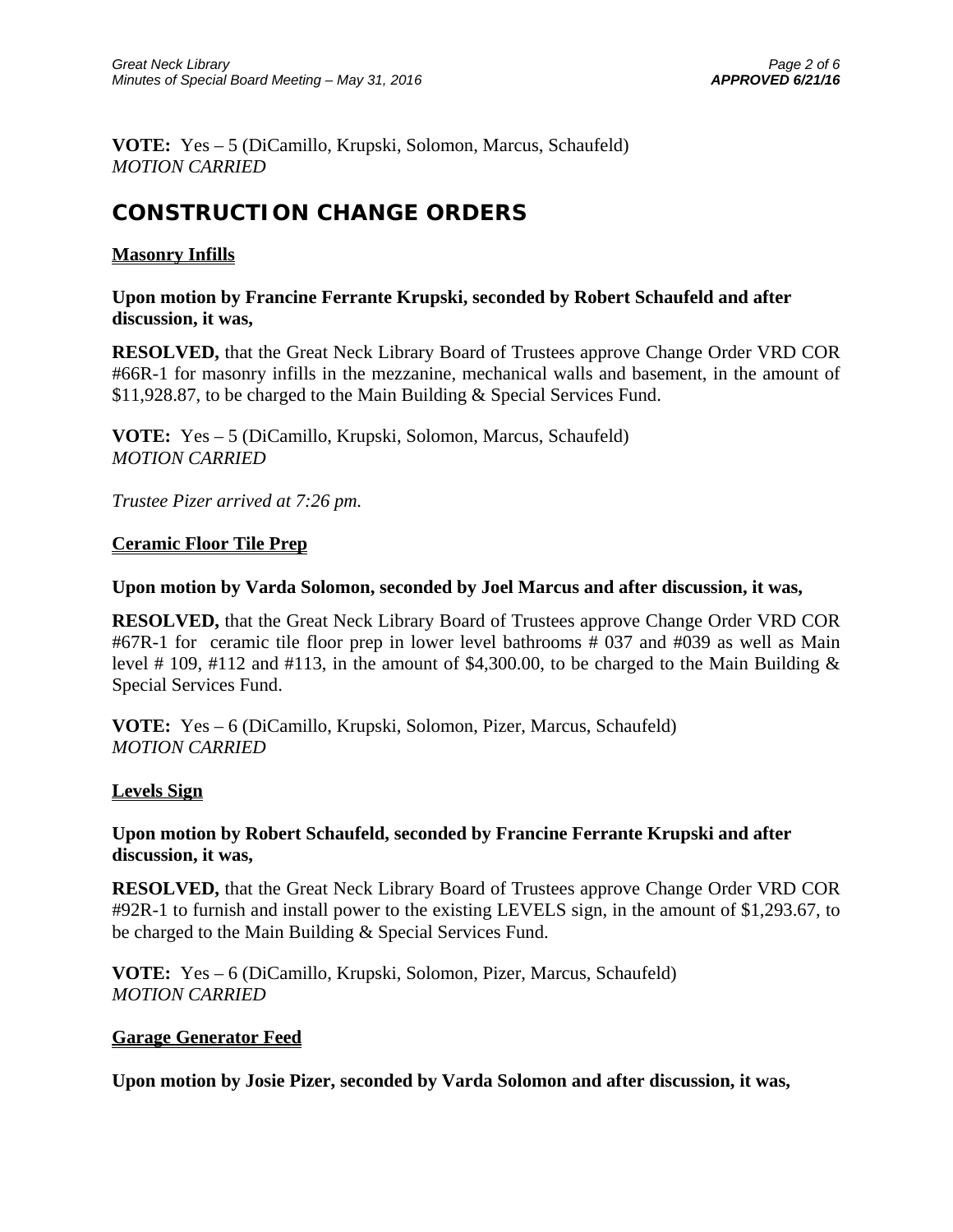**VOTE:** Yes – 5 (DiCamillo, Krupski, Solomon, Marcus, Schaufeld)
*MOTION CARRIED*

## CONSTRUCTION CHANGE ORDERS

### Masonry Infills

**Upon motion by Francine Ferrante Krupski, seconded by Robert Schaufeld and after discussion, it was,**

**RESOLVED,** that the Great Neck Library Board of Trustees approve Change Order VRD COR #66R-1 for masonry infills in the mezzanine, mechanical walls and basement, in the amount of $11,928.87, to be charged to the Main Building & Special Services Fund.

**VOTE:** Yes – 5 (DiCamillo, Krupski, Solomon, Marcus, Schaufeld)
*MOTION CARRIED*

*Trustee Pizer arrived at 7:26 pm.*

### Ceramic Floor Tile Prep

**Upon motion by Varda Solomon, seconded by Joel Marcus and after discussion, it was,**

**RESOLVED,** that the Great Neck Library Board of Trustees approve Change Order VRD COR #67R-1 for ceramic tile floor prep in lower level bathrooms # 037 and #039 as well as Main level # 109, #112 and #113, in the amount of $4,300.00, to be charged to the Main Building & Special Services Fund.

**VOTE:** Yes – 6 (DiCamillo, Krupski, Solomon, Pizer, Marcus, Schaufeld)
*MOTION CARRIED*

### Levels Sign

**Upon motion by Robert Schaufeld, seconded by Francine Ferrante Krupski and after discussion, it was,**

**RESOLVED,** that the Great Neck Library Board of Trustees approve Change Order VRD COR #92R-1 to furnish and install power to the existing LEVELS sign, in the amount of $1,293.67, to be charged to the Main Building & Special Services Fund.

**VOTE:** Yes – 6 (DiCamillo, Krupski, Solomon, Pizer, Marcus, Schaufeld)
*MOTION CARRIED*

### Garage Generator Feed

**Upon motion by Josie Pizer, seconded by Varda Solomon and after discussion, it was,**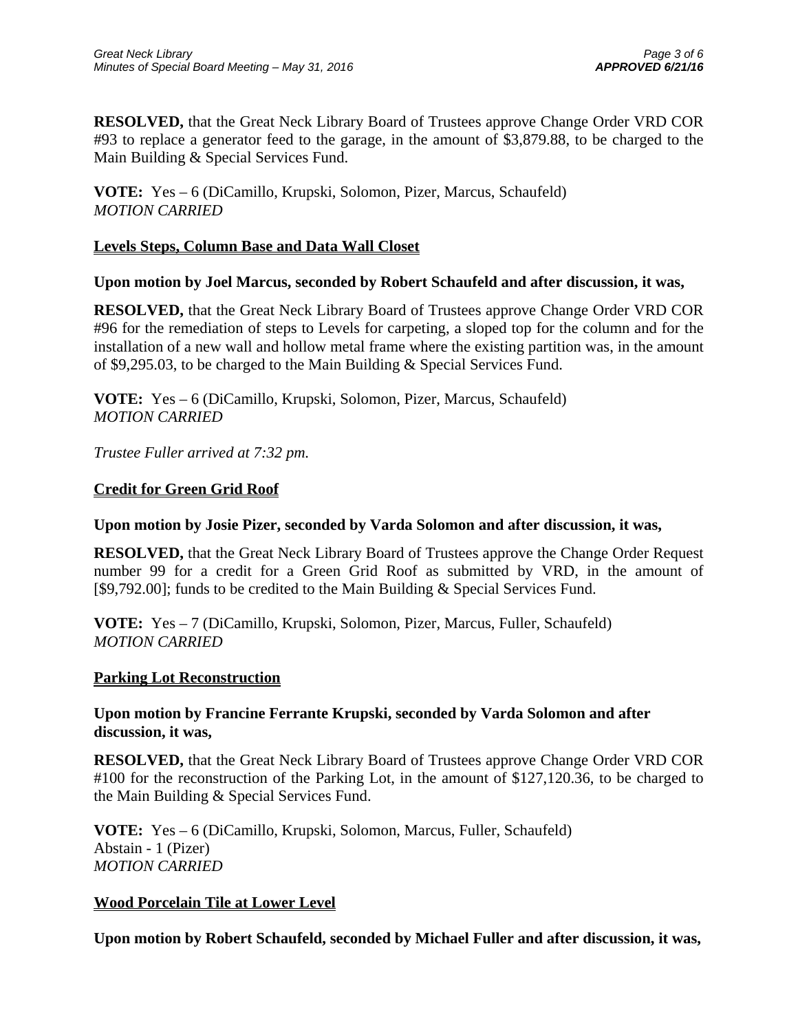**RESOLVED,** that the Great Neck Library Board of Trustees approve Change Order VRD COR #93 to replace a generator feed to the garage, in the amount of $3,879.88, to be charged to the Main Building & Special Services Fund.

**VOTE:** Yes – 6 (DiCamillo, Krupski, Solomon, Pizer, Marcus, Schaufeld)
*MOTION CARRIED*

**Levels Steps, Column Base and Data Wall Closet**

**Upon motion by Joel Marcus, seconded by Robert Schaufeld and after discussion, it was,**

**RESOLVED,** that the Great Neck Library Board of Trustees approve Change Order VRD COR #96 for the remediation of steps to Levels for carpeting, a sloped top for the column and for the installation of a new wall and hollow metal frame where the existing partition was, in the amount of $9,295.03, to be charged to the Main Building & Special Services Fund.

**VOTE:** Yes – 6 (DiCamillo, Krupski, Solomon, Pizer, Marcus, Schaufeld)
*MOTION CARRIED*

*Trustee Fuller arrived at 7:32 pm.*

**Credit for Green Grid Roof**

**Upon motion by Josie Pizer, seconded by Varda Solomon and after discussion, it was,**

**RESOLVED,** that the Great Neck Library Board of Trustees approve the Change Order Request number 99 for a credit for a Green Grid Roof as submitted by VRD, in the amount of [$9,792.00]; funds to be credited to the Main Building & Special Services Fund.

**VOTE:** Yes – 7 (DiCamillo, Krupski, Solomon, Pizer, Marcus, Fuller, Schaufeld)
*MOTION CARRIED*

**Parking Lot Reconstruction**

**Upon motion by Francine Ferrante Krupski, seconded by Varda Solomon and after discussion, it was,**

**RESOLVED,** that the Great Neck Library Board of Trustees approve Change Order VRD COR #100 for the reconstruction of the Parking Lot, in the amount of $127,120.36, to be charged to the Main Building & Special Services Fund.

**VOTE:** Yes – 6 (DiCamillo, Krupski, Solomon, Marcus, Fuller, Schaufeld)
Abstain - 1 (Pizer)
*MOTION CARRIED*

**Wood Porcelain Tile at Lower Level**

**Upon motion by Robert Schaufeld, seconded by Michael Fuller and after discussion, it was,**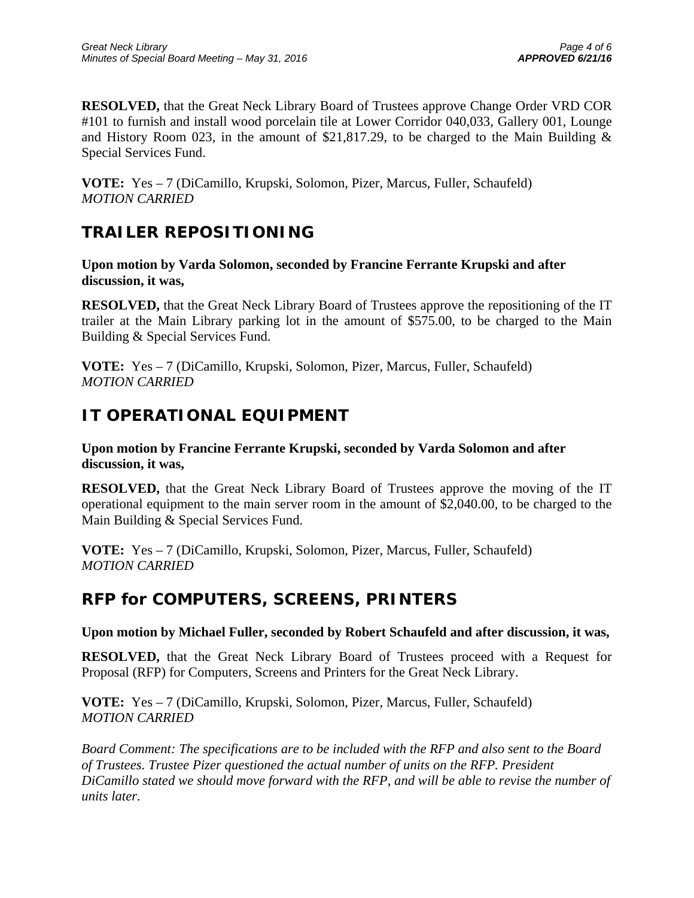**RESOLVED,** that the Great Neck Library Board of Trustees approve Change Order VRD COR #101 to furnish and install wood porcelain tile at Lower Corridor 040,033, Gallery 001, Lounge and History Room 023, in the amount of $21,817.29, to be charged to the Main Building & Special Services Fund.

**VOTE:** Yes – 7 (DiCamillo, Krupski, Solomon, Pizer, Marcus, Fuller, Schaufeld)
*MOTION CARRIED*

## TRAILER REPOSITIONING

**Upon motion by Varda Solomon, seconded by Francine Ferrante Krupski and after discussion, it was,**

**RESOLVED,** that the Great Neck Library Board of Trustees approve the repositioning of the IT trailer at the Main Library parking lot in the amount of $575.00, to be charged to the Main Building & Special Services Fund.

**VOTE:** Yes – 7 (DiCamillo, Krupski, Solomon, Pizer, Marcus, Fuller, Schaufeld)
*MOTION CARRIED*

## IT OPERATIONAL EQUIPMENT

**Upon motion by Francine Ferrante Krupski, seconded by Varda Solomon and after discussion, it was,**

**RESOLVED,** that the Great Neck Library Board of Trustees approve the moving of the IT operational equipment to the main server room in the amount of $2,040.00, to be charged to the Main Building & Special Services Fund.

**VOTE:** Yes – 7 (DiCamillo, Krupski, Solomon, Pizer, Marcus, Fuller, Schaufeld)
*MOTION CARRIED*

## RFP for COMPUTERS, SCREENS, PRINTERS

**Upon motion by Michael Fuller, seconded by Robert Schaufeld and after discussion, it was,**

**RESOLVED,** that the Great Neck Library Board of Trustees proceed with a Request for Proposal (RFP) for Computers, Screens and Printers for the Great Neck Library.

**VOTE:** Yes – 7 (DiCamillo, Krupski, Solomon, Pizer, Marcus, Fuller, Schaufeld)
*MOTION CARRIED*

*Board Comment: The specifications are to be included with the RFP and also sent to the Board of Trustees. Trustee Pizer questioned the actual number of units on the RFP. President DiCamillo stated we should move forward with the RFP, and will be able to revise the number of units later.*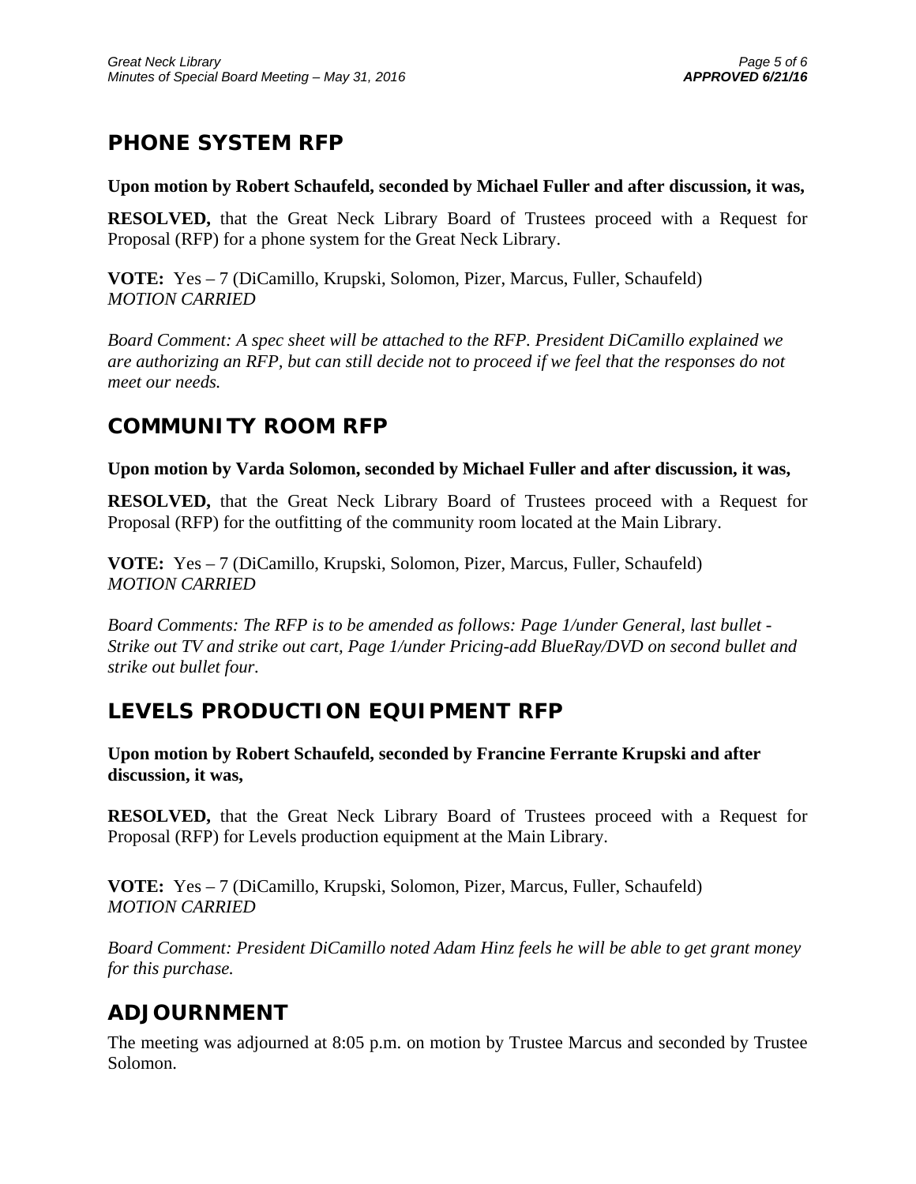## PHONE SYSTEM RFP

**Upon motion by Robert Schaufeld, seconded by Michael Fuller and after discussion, it was,**

**RESOLVED,** that the Great Neck Library Board of Trustees proceed with a Request for Proposal (RFP) for a phone system for the Great Neck Library.

**VOTE:** Yes – 7 (DiCamillo, Krupski, Solomon, Pizer, Marcus, Fuller, Schaufeld)
*MOTION CARRIED*

*Board Comment: A spec sheet will be attached to the RFP. President DiCamillo explained we are authorizing an RFP, but can still decide not to proceed if we feel that the responses do not meet our needs.*

## COMMUNITY ROOM RFP

**Upon motion by Varda Solomon, seconded by Michael Fuller and after discussion, it was,**

**RESOLVED,** that the Great Neck Library Board of Trustees proceed with a Request for Proposal (RFP) for the outfitting of the community room located at the Main Library.

**VOTE:** Yes – 7 (DiCamillo, Krupski, Solomon, Pizer, Marcus, Fuller, Schaufeld)
*MOTION CARRIED*

*Board Comments: The RFP is to be amended as follows: Page 1/under General, last bullet - Strike out TV and strike out cart, Page 1/under Pricing-add BlueRay/DVD on second bullet and strike out bullet four.*

## LEVELS PRODUCTION EQUIPMENT RFP

**Upon motion by Robert Schaufeld, seconded by Francine Ferrante Krupski and after discussion, it was,**

**RESOLVED,** that the Great Neck Library Board of Trustees proceed with a Request for Proposal (RFP) for Levels production equipment at the Main Library.

**VOTE:** Yes – 7 (DiCamillo, Krupski, Solomon, Pizer, Marcus, Fuller, Schaufeld)
*MOTION CARRIED*

*Board Comment: President DiCamillo noted Adam Hinz feels he will be able to get grant money for this purchase.*

## ADJOURNMENT

The meeting was adjourned at 8:05 p.m. on motion by Trustee Marcus and seconded by Trustee Solomon.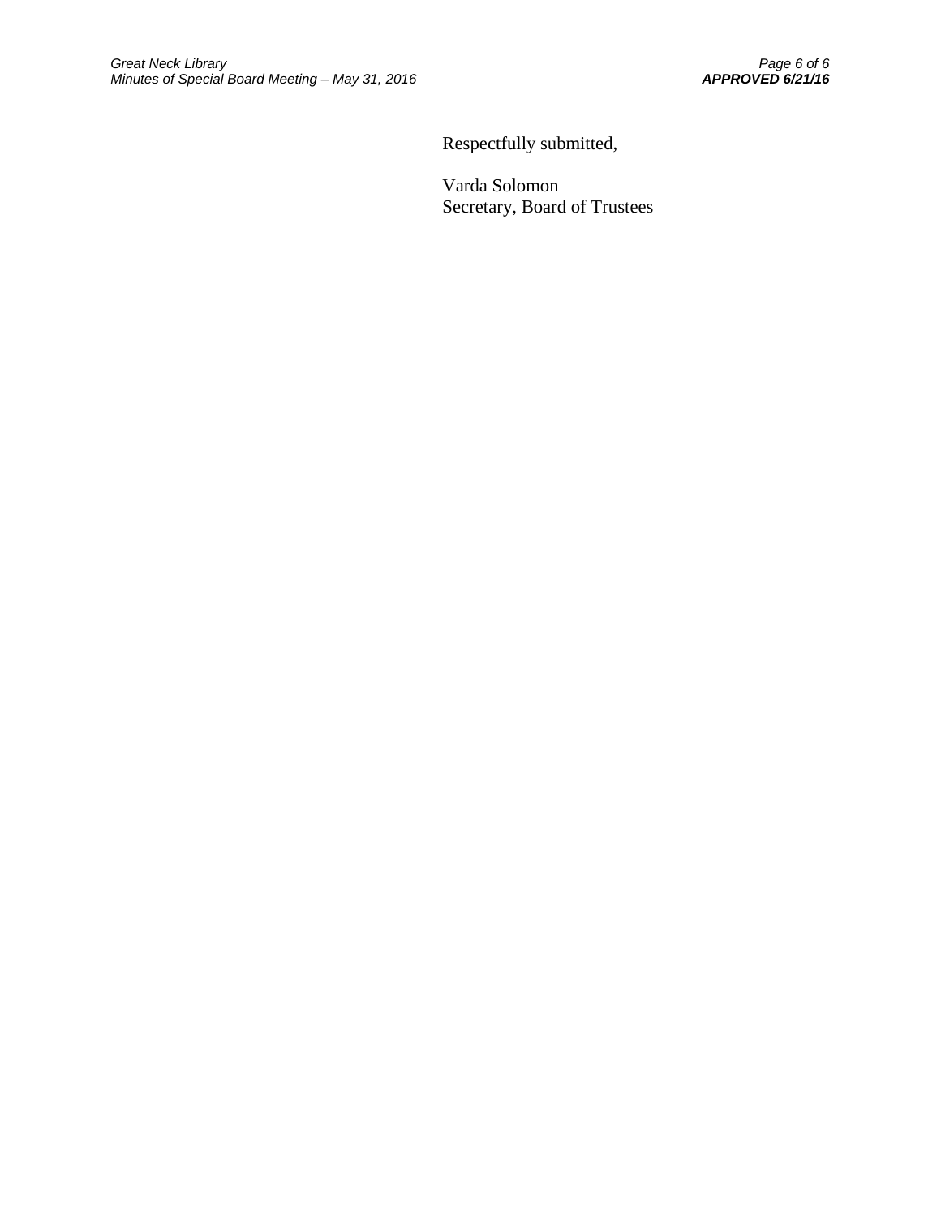Respectfully submitted,

Varda Solomon
Secretary, Board of Trustees